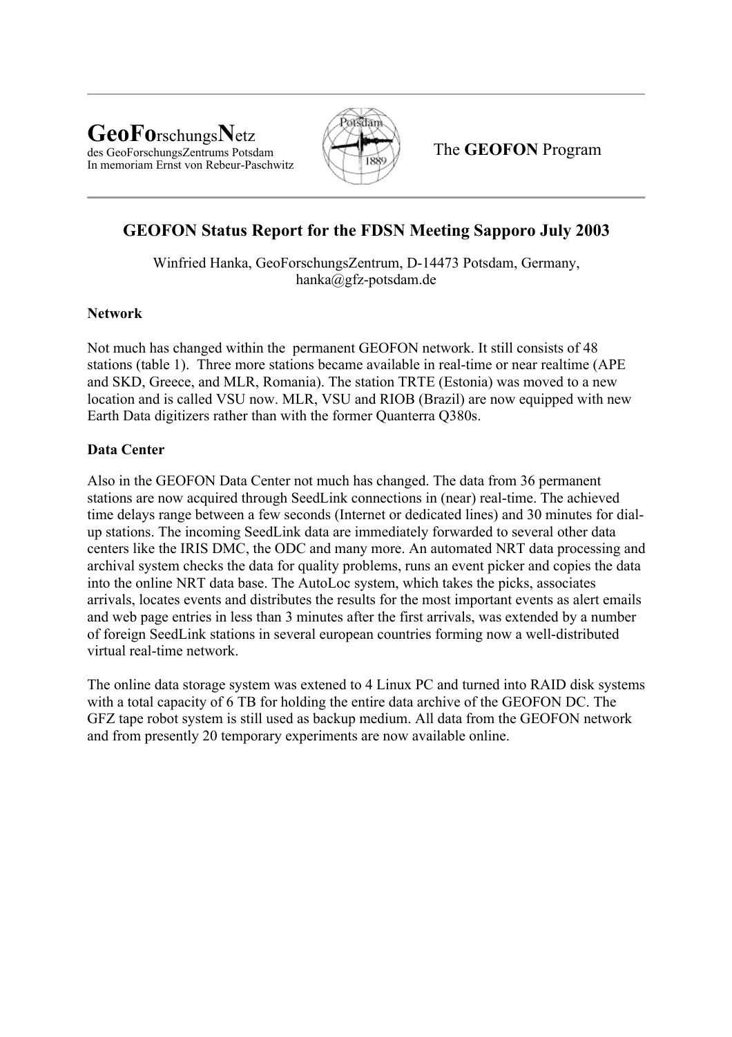**GeoFo**rschungs**N**etz
des GeoForschungsZentrums Potsdam
In memoriam Ernst von Rebeur-Paschwitz

The **GEOFON** Program

## GEOFON Status Report for the FDSN Meeting Sapporo July 2003

Winfried Hanka, GeoForschungsZentrum, D-14473 Potsdam, Germany,
hanka@gfz-potsdam.de

### Network

Not much has changed within the permanent GEOFON network. It still consists of 48 stations (table 1). Three more stations became available in real-time or near realtime (APE and SKD, Greece, and MLR, Romania). The station TRTE (Estonia) was moved to a new location and is called VSU now. MLR, VSU and RIOB (Brazil) are now equipped with new Earth Data digitizers rather than with the former Quanterra Q380s.

### Data Center

Also in the GEOFON Data Center not much has changed. The data from 36 permanent stations are now acquired through SeedLink connections in (near) real-time. The achieved time delays range between a few seconds (Internet or dedicated lines) and 30 minutes for dial-up stations. The incoming SeedLink data are immediately forwarded to several other data centers like the IRIS DMC, the ODC and many more. An automated NRT data processing and archival system checks the data for quality problems, runs an event picker and copies the data into the online NRT data base. The AutoLoc system, which takes the picks, associates arrivals, locates events and distributes the results for the most important events as alert emails and web page entries in less than 3 minutes after the first arrivals, was extended by a number of foreign SeedLink stations in several european countries forming now a well-distributed virtual real-time network.

The online data storage system was extened to 4 Linux PC and turned into RAID disk systems with a total capacity of 6 TB for holding the entire data archive of the GEOFON DC. The GFZ tape robot system is still used as backup medium. All data from the GEOFON network and from presently 20 temporary experiments are now available online.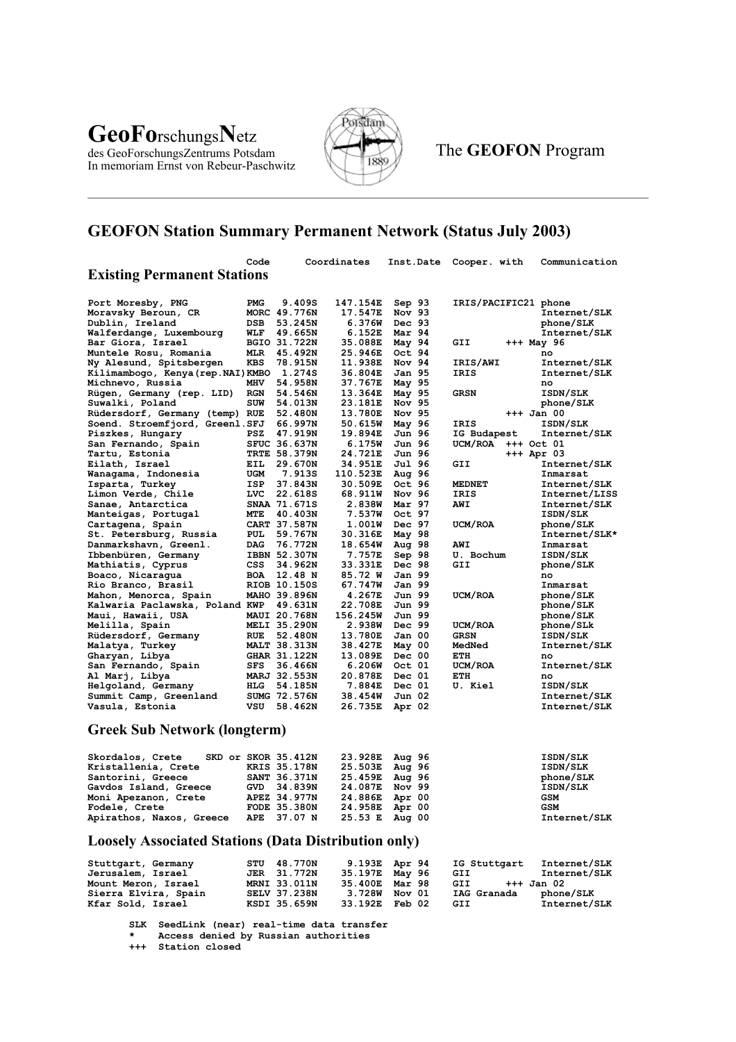**GeoForschungsNetz**
des GeoForschungsZentrums Potsdam
In memoriam Ernst von Rebeur-Paschwitz

The **GEOFON** Program

## GEOFON Station Summary Permanent Network (Status July 2003)

### Existing Permanent Stations

| | Code | Coordinates | | Inst.Date | Cooper. with | Communication |
|---|---|---|---|---|---|---|
| Port Moresby, PNG | PMG | 9.409S | 147.154E | Sep 93 | IRIS/PACIFIC21 | phone |
| Moravsky Beroun, CR | MORC | 49.776N | 17.547E | Nov 93 | | Internet/SLK |
| Dublin, Ireland | DSB | 53.245N | 6.376W | Dec 93 | | phone/SLK |
| Walferdange, Luxembourg | WLF | 49.665N | 6.152E | Mar 94 | | Internet/SLK |
| Bar Giora, Israel | BGIO | 31.722N | 35.088E | May 94 | GII | +++ May 96 |
| Muntele Rosu, Romania | MLR | 45.492N | 25.946E | Oct 94 | | no |
| Ny Alesund, Spitsbergen | KBS | 78.915N | 11.938E | Nov 94 | IRIS/AWI | Internet/SLK |
| Kilimambogo, Kenya(rep.NAI) | KMBO | 1.274S | 36.804E | Jan 95 | IRIS | Internet/SLK |
| Michnevo, Russia | MHV | 54.958N | 37.767E | May 95 | | no |
| Rügen, Germany (rep. LID) | RGN | 54.546N | 13.364E | May 95 | GRSN | ISDN/SLK |
| Suwalki, Poland | SUW | 54.013N | 23.181E | Nov 95 | | phone/SLK |
| Rüdersdorf, Germany (temp) | RUE | 52.480N | 13.780E | Nov 95 | | +++ Jan 00 |
| Soend. Stroemfjord, Greenl. | SFJ | 66.997N | 50.615W | May 96 | IRIS | ISDN/SLK |
| Piszkes, Hungary | PSZ | 47.919N | 19.894E | Jun 96 | IG Budapest | Internet/SLK |
| San Fernando, Spain | SFUC | 36.637N | 6.175W | Jun 96 | UCM/ROA | +++ Oct 01 |
| Tartu, Estonia | TRTE | 58.379N | 24.721E | Jun 96 | | +++ Apr 03 |
| Eilath, Israel | EIL | 29.670N | 34.951E | Jul 96 | GII | Internet/SLK |
| Wanagama, Indonesia | UGM | 7.913S | 110.523E | Aug 96 | | Inmarsat |
| Isparta, Turkey | ISP | 37.843N | 30.509E | Oct 96 | MEDNET | Internet/SLK |
| Limon Verde, Chile | LVC | 22.618S | 68.911W | Nov 96 | IRIS | Internet/LISS |
| Sanae, Antarctica | SNAA | 71.671S | 2.838W | Mar 97 | AWI | Internet/SLK |
| Manteigas, Portugal | MTE | 40.403N | 7.537W | Oct 97 | | ISDN/SLK |
| Cartagena, Spain | CART | 37.587N | 1.001W | Dec 97 | UCM/ROA | phone/SLK |
| St. Petersburg, Russia | PUL | 59.767N | 30.316E | May 98 | | Internet/SLK* |
| Danmarkshavn, Greenl. | DAG | 76.772N | 18.654W | Aug 98 | AWI | Inmarsat |
| Ibbenbüren, Germany | IBBN | 52.307N | 7.757E | Sep 98 | U. Bochum | ISDN/SLK |
| Mathiatis, Cyprus | CSS | 34.962N | 33.331E | Dec 98 | GII | phone/SLK |
| Boaco, Nicaragua | BOA | 12.48 N | 85.72 W | Jan 99 | | no |
| Rio Branco, Brasil | RIOB | 10.150S | 67.747W | Jan 99 | | Inmarsat |
| Mahon, Menorca, Spain | MAHO | 39.896N | 4.267E | Jun 99 | UCM/ROA | phone/SLK |
| Kalwaria Paclawska, Poland | KWP | 49.631N | 22.708E | Jun 99 | | phone/SLK |
| Maui, Hawaii, USA | MAUI | 20.768N | 156.245W | Jun 99 | | phone/SLK |
| Melilla, Spain | MELI | 35.290N | 2.938W | Dec 99 | UCM/ROA | phone/SLk |
| Rüdersdorf, Germany | RUE | 52.480N | 13.780E | Jan 00 | GRSN | ISDN/SLK |
| Malatya, Turkey | MALT | 38.313N | 38.427E | May 00 | MedNed | Internet/SLK |
| Gharyan, Libya | GHAR | 31.122N | 13.089E | Dec 00 | ETH | no |
| San Fernando, Spain | SFS | 36.466N | 6.206W | Oct 01 | UCM/ROA | Internet/SLK |
| Al Marj, Libya | MARJ | 32.553N | 20.878E | Dec 01 | ETH | no |
| Helgoland, Germany | HLG | 54.185N | 7.884E | Dec 01 | U. Kiel | ISDN/SLK |
| Summit Camp, Greenland | SUMG | 72.576N | 38.454W | Jun 02 | | Internet/SLK |
| Vasula, Estonia | VSU | 58.462N | 26.735E | Apr 02 | | Internet/SLK |

### Greek Sub Network (longterm)

| | Code | Coordinates | | Inst.Date | Cooper. with | Communication |
|---|---|---|---|---|---|---|
| Skordalos, Crete | SKD or SKOR | 35.412N | 23.928E | Aug 96 | | ISDN/SLK |
| Kristallenia, Crete | KRIS | 35.178N | 25.503E | Aug 96 | | ISDN/SLK |
| Santorini, Greece | SANT | 36.371N | 25.459E | Aug 96 | | phone/SLK |
| Gavdos Island, Greece | GVD | 34.839N | 24.087E | Nov 99 | | ISDN/SLK |
| Moni Apezanon, Crete | APEZ | 34.977N | 24.886E | Apr 00 | | GSM |
| Fodele, Crete | FODE | 35.380N | 24.958E | Apr 00 | | GSM |
| Apirathos, Naxos, Greece | APE | 37.07 N | 25.53 E | Aug 00 | | Internet/SLK |

### Loosely Associated Stations (Data Distribution only)

| | Code | Coordinates | | Inst.Date | Cooper. with | Communication |
|---|---|---|---|---|---|---|
| Stuttgart, Germany | STU | 48.770N | 9.193E | Apr 94 | IG Stuttgart | Internet/SLK |
| Jerusalem, Israel | JER | 31.772N | 35.197E | May 96 | GII | Internet/SLK |
| Mount Meron, Israel | MRNI | 33.011N | 35.400E | Mar 98 | GII | +++ Jan 02 |
| Sierra Elvira, Spain | SELV | 37.238N | 3.728W | Nov 01 | IAG Granada | phone/SLK |
| Kfar Sold, Israel | KSDI | 35.659N | 33.192E | Feb 02 | GII | Internet/SLK |

SLK SeedLink (near) real-time data transfer
* Access denied by Russian authorities
+++ Station closed